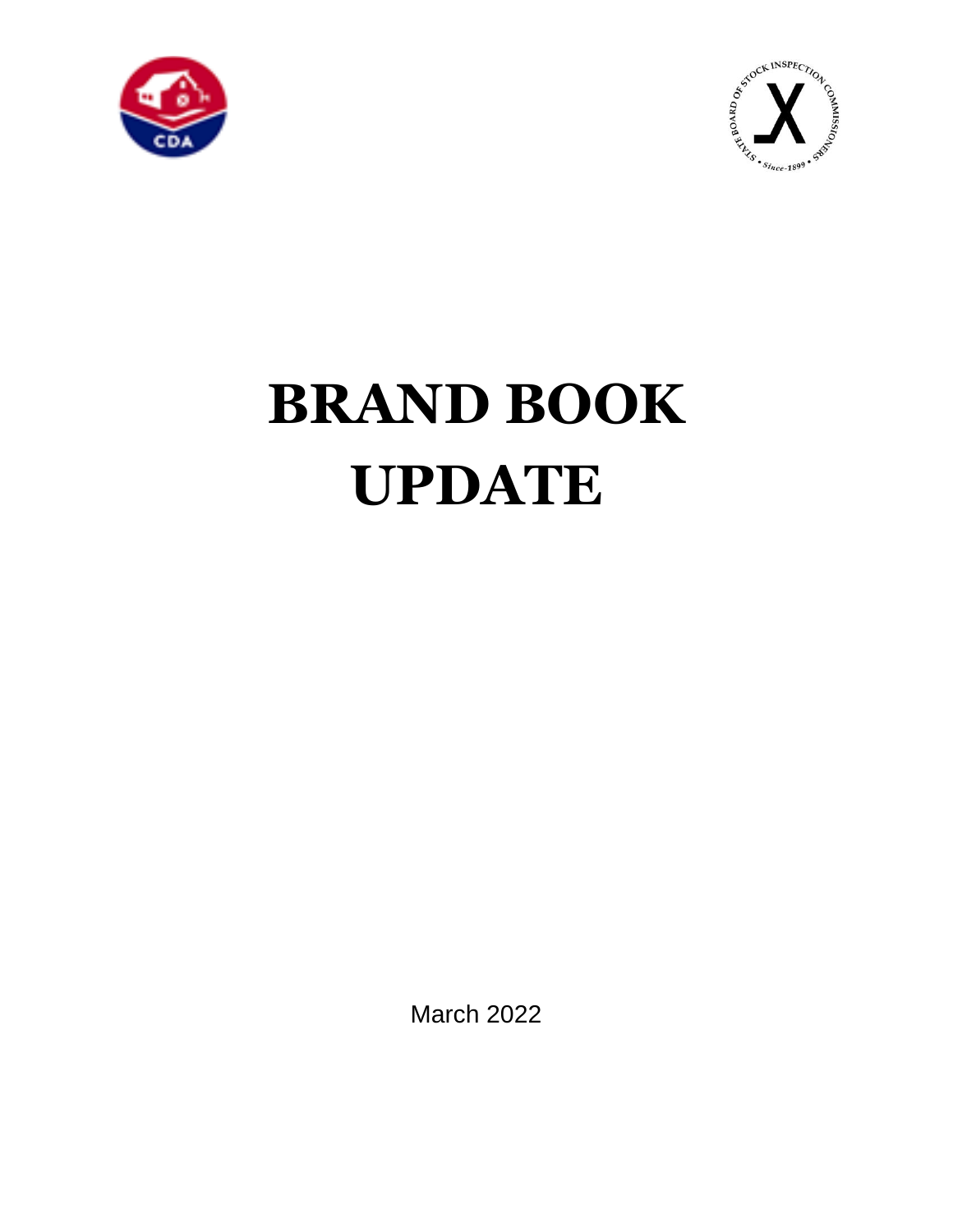# BRAND BOOK UPDATE

March 2022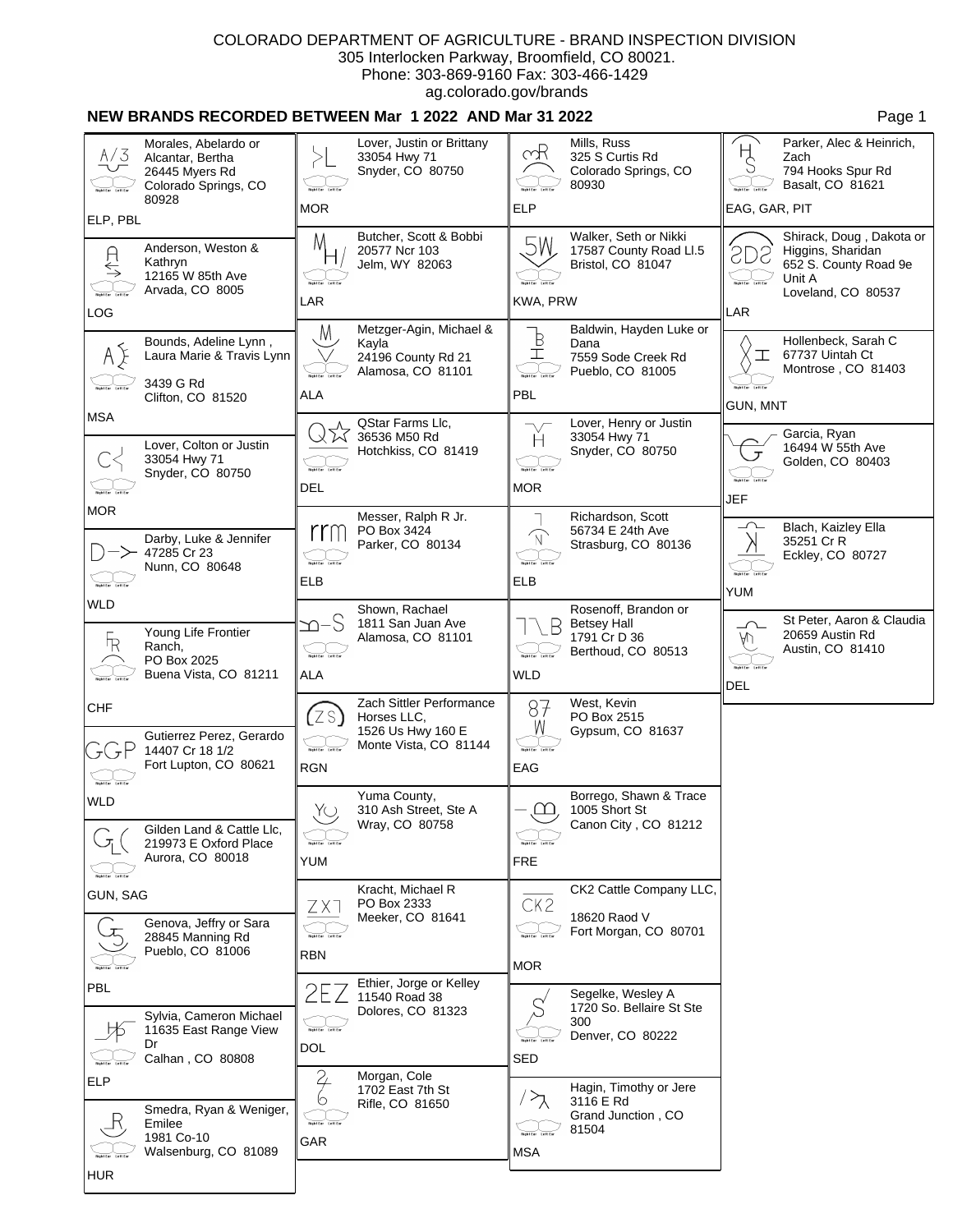COLORADO DEPARTMENT OF AGRICULTURE - BRAND INSPECTION DIVISION
305 Interlocken Parkway, Broomfield, CO 80021.
Phone: 303-869-9160 Fax: 303-466-1429
ag.colorado.gov/brands

## NEW BRANDS RECORDED BETWEEN Mar 1 2022 AND Mar 31 2022

Morales, Abelardo or Alcantar, Bertha
26445 Myers Rd
Colorado Springs, CO 80928
ELP, PBL

Anderson, Weston & Kathryn
12165 W 85th Ave
Arvada, CO 8005
LOG

Bounds, Adeline Lynn , Laura Marie & Travis Lynn
3439 G Rd
Clifton, CO 81520
MSA

Lover, Colton or Justin
33054 Hwy 71
Snyder, CO 80750
MOR

Darby, Luke & Jennifer
47285 Cr 23
Nunn, CO 80648
WLD

Young Life Frontier Ranch,
PO Box 2025
Buena Vista, CO 81211
CHF

Gutierrez Perez, Gerardo
14407 Cr 18 1/2
Fort Lupton, CO 80621
WLD

Gilden Land & Cattle Llc,
219973 E Oxford Place
Aurora, CO 80018
GUN, SAG

Genova, Jeffry or Sara
28845 Manning Rd
Pueblo, CO 81006
PBL

Sylvia, Cameron Michael
11635 East Range View Dr
Calhan , CO 80808
ELP

Smedra, Ryan & Weniger, Emilee
1981 Co-10
Walsenburg, CO 81089
HUR

Lover, Justin or Brittany
33054 Hwy 71
Snyder, CO 80750
MOR

Butcher, Scott & Bobbi
20577 Ncr 103
Jelm, WY 82063
LAR

Metzger-Agin, Michael & Kayla
24196 County Rd 21
Alamosa, CO 81101
ALA

QStar Farms Llc,
36536 M50 Rd
Hotchkiss, CO 81419
DEL

Messer, Ralph R Jr.
PO Box 3424
Parker, CO 80134
ELB

Shown, Rachael
1811 San Juan Ave
Alamosa, CO 81101
ALA

Zach Sittler Performance Horses LLC,
1526 Us Hwy 160 E
Monte Vista, CO 81144
RGN

Yuma County,
310 Ash Street, Ste A
Wray, CO 80758
YUM

Kracht, Michael R
PO Box 2333
Meeker, CO 81641
RBN

Ethier, Jorge or Kelley
11540 Road 38
Dolores, CO 81323
DOL

Morgan, Cole
1702 East 7th St
Rifle, CO 81650
GAR

Mills, Russ
325 S Curtis Rd
Colorado Springs, CO 80930
ELP

Walker, Seth or Nikki
17587 County Road Ll.5
Bristol, CO 81047
KWA, PRW

Baldwin, Hayden Luke or Dana
7559 Sode Creek Rd
Pueblo, CO 81005
PBL

Lover, Henry or Justin
33054 Hwy 71
Snyder, CO 80750
MOR

Richardson, Scott
56734 E 24th Ave
Strasburg, CO 80136
ELB

Rosenoff, Brandon or Betsey Hall
1791 Cr D 36
Berthoud, CO 80513
WLD

West, Kevin
PO Box 2515
Gypsum, CO 81637
EAG

Borrego, Shawn & Trace
1005 Short St
Canon City , CO 81212
FRE

CK2 Cattle Company LLC,
18620 Raod V
Fort Morgan, CO 80701
MOR

Segelke, Wesley A
1720 So. Bellaire St Ste 300
Denver, CO 80222
SED

Hagin, Timothy or Jere
3116 E Rd
Grand Junction , CO 81504
MSA

Parker, Alec & Heinrich, Zach
794 Hooks Spur Rd
Basalt, CO 81621
EAG, GAR, PIT

Shirack, Doug , Dakota or Higgins, Sharidan
652 S. County Road 9e Unit A
Loveland, CO 80537
LAR

Hollenbeck, Sarah C
67737 Uintah Ct
Montrose , CO 81403
GUN, MNT

Garcia, Ryan
16494 W 55th Ave
Golden, CO 80403
JEF

Blach, Kaizley Ella
35251 Cr R
Eckley, CO 80727
YUM

St Peter, Aaron & Claudia
20659 Austin Rd
Austin, CO 81410
DEL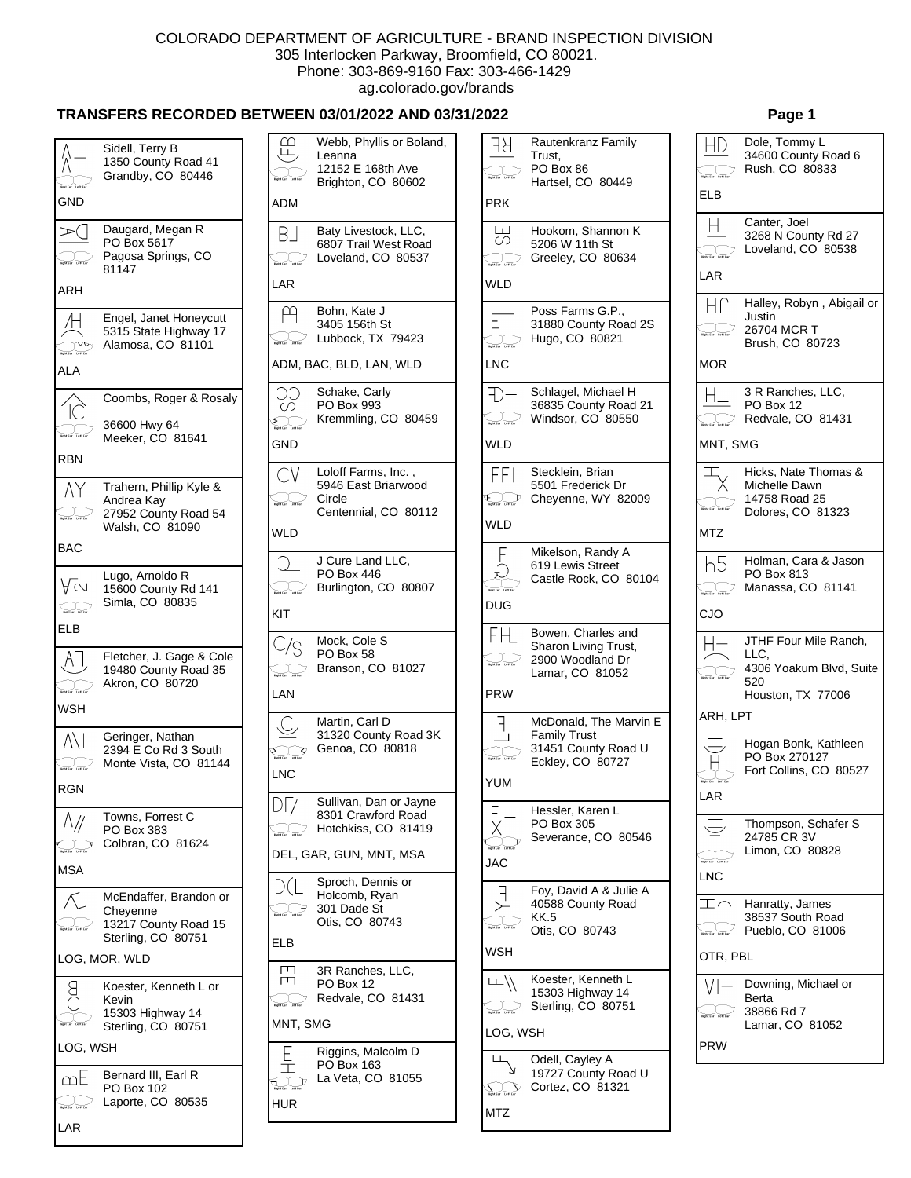COLORADO DEPARTMENT OF AGRICULTURE - BRAND INSPECTION DIVISION
305 Interlocken Parkway, Broomfield, CO 80021.
Phone: 303-869-9160 Fax: 303-466-1429
ag.colorado.gov/brands

**TRANSFERS RECORDED BETWEEN 03/01/2022 AND 03/31/2022**

Sidell, Terry B
1350 County Road 41
Grandby, CO 80446
GND

Daugard, Megan R
PO Box 5617
Pagosa Springs, CO 81147
ARH

Engel, Janet Honeycutt
5315 State Highway 17
Alamosa, CO 81101
ALA

Coombs, Roger & Rosaly
36600 Hwy 64
Meeker, CO 81641
RBN

Trahern, Phillip Kyle & Andrea Kay
27952 County Road 54
Walsh, CO 81090
BAC

Lugo, Arnoldo R
15600 County Rd 141
Simla, CO 80835
ELB

Fletcher, J. Gage & Cole
19480 County Road 35
Akron, CO 80720
WSH

Geringer, Nathan
2394 E Co Rd 3 South
Monte Vista, CO 81144
RGN

Towns, Forrest C
PO Box 383
Colbran, CO 81624
MSA

McEndaffer, Brandon or Cheyenne
13217 County Road 15
Sterling, CO 80751
LOG, MOR, WLD

Koester, Kenneth L or Kevin
15303 Highway 14
Sterling, CO 80751
LOG, WSH

Bernard III, Earl R
PO Box 102
Laporte, CO 80535
LAR

Webb, Phyllis or Boland, Leanna
12152 E 168th Ave
Brighton, CO 80602
ADM

Baty Livestock, LLC,
6807 Trail West Road
Loveland, CO 80537
LAR

Bohn, Kate J
3405 156th St
Lubbock, TX 79423
ADM, BAC, BLD, LAN, WLD

Schake, Carly
PO Box 993
Kremmling, CO 80459
GND

Loloff Farms, Inc. ,
5946 East Briarwood Circle
Centennial, CO 80112
WLD

J Cure Land LLC,
PO Box 446
Burlington, CO 80807
KIT

Mock, Cole S
PO Box 58
Branson, CO 81027
LAN

Martin, Carl D
31320 County Road 3K
Genoa, CO 80818
LNC

Sullivan, Dan or Jayne
8301 Crawford Road
Hotchkiss, CO 81419
DEL, GAR, GUN, MNT, MSA

Sproch, Dennis or Holcomb, Ryan
301 Dade St
Otis, CO 80743
ELB

3R Ranches, LLC,
PO Box 12
Redvale, CO 81431
MNT, SMG

Riggins, Malcolm D
PO Box 163
La Veta, CO 81055
HUR

Rautenkranz Family Trust,
PO Box 86
Hartsel, CO 80449
PRK

Hookom, Shannon K
5206 W 11th St
Greeley, CO 80634
WLD

Poss Farms G.P.,
31880 County Road 2S
Hugo, CO 80821
LNC

Schlagel, Michael H
36835 County Road 21
Windsor, CO 80550
WLD

Stecklein, Brian
5501 Frederick Dr
Cheyenne, WY 82009
WLD

Mikelson, Randy A
619 Lewis Street
Castle Rock, CO 80104
DUG

Bowen, Charles and Sharon Living Trust,
2900 Woodland Dr
Lamar, CO 81052
PRW

McDonald, The Marvin E Family Trust
31451 County Road U
Eckley, CO 80727
YUM

Hessler, Karen L
PO Box 305
Severance, CO 80546
JAC

Foy, David A & Julie A
40588 County Road KK.5
Otis, CO 80743
WSH

Koester, Kenneth L
15303 Highway 14
Sterling, CO 80751
LOG, WSH

Odell, Cayley A
19727 County Road U
Cortez, CO 81321
MTZ

Dole, Tommy L
34600 County Road 6
Rush, CO 80833
ELB

Canter, Joel
3268 N County Rd 27
Loveland, CO 80538
LAR

Halley, Robyn , Abigail or Justin
26704 MCR T
Brush, CO 80723
MOR

3 R Ranches, LLC,
PO Box 12
Redvale, CO 81431
MNT, SMG

Hicks, Nate Thomas & Michelle Dawn
14758 Road 25
Dolores, CO 81323
MTZ

Holman, Cara & Jason
PO Box 813
Manassa, CO 81141
CJO

JTHF Four Mile Ranch, LLC,
4306 Yoakum Blvd, Suite 520
Houston, TX 77006
ARH, LPT

Hogan Bonk, Kathleen
PO Box 270127
Fort Collins, CO 80527
LAR

Thompson, Schafer S
24785 CR 3V
Limon, CO 80828
LNC

Hanratty, James
38537 South Road
Pueblo, CO 81006
OTR, PBL

Downing, Michael or Berta
38866 Rd 7
Lamar, CO 81052
PRW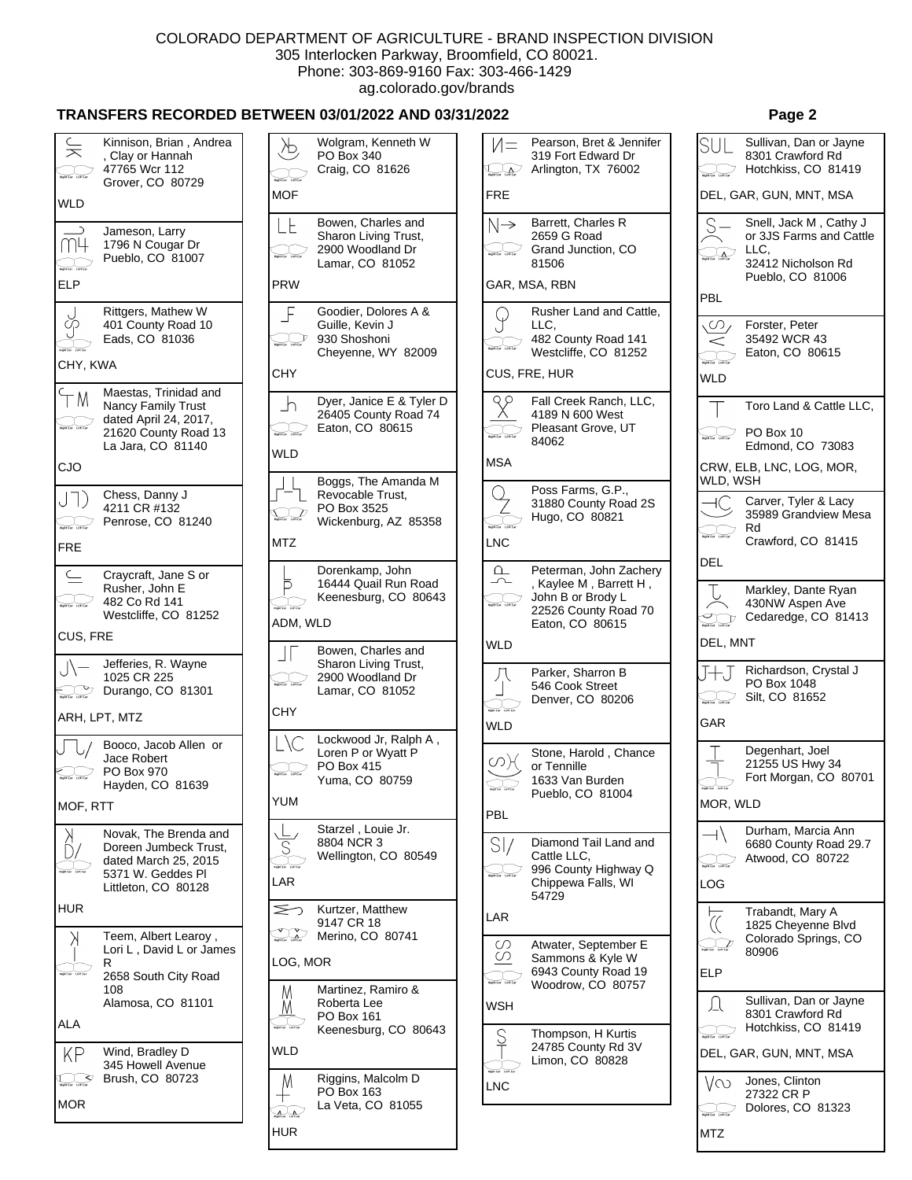COLORADO DEPARTMENT OF AGRICULTURE - BRAND INSPECTION DIVISION
305 Interlocken Parkway, Broomfield, CO 80021.
Phone: 303-869-9160 Fax: 303-466-1429
ag.colorado.gov/brands

**TRANSFERS RECORDED BETWEEN 03/01/2022 AND 03/31/2022**

Kinnison, Brian , Andrea , Clay or Hannah
47765 Wcr 112
Grover, CO 80729
WLD

Jameson, Larry
1796 N Cougar Dr
Pueblo, CO 81007
ELP

Rittgers, Mathew W
401 County Road 10
Eads, CO 81036
CHY, KWA

Maestas, Trinidad and Nancy Family Trust dated April 24, 2017,
21620 County Road 13
La Jara, CO 81140
CJO

Chess, Danny J
4211 CR #132
Penrose, CO 81240
FRE

Craycraft, Jane S or Rusher, John E
482 Co Rd 141
Westcliffe, CO 81252
CUS, FRE

Jefferies, R. Wayne
1025 CR 225
Durango, CO 81301
ARH, LPT, MTZ

Booco, Jacob Allen or Jace Robert
PO Box 970
Hayden, CO 81639
MOF, RTT

Novak, The Brenda and Doreen Jumbeck Trust, dated March 25, 2015
5371 W. Geddes Pl
Littleton, CO 80128
HUR

Teem, Albert Learoy , Lori L , David L or James R
2658 South City Road 108
Alamosa, CO 81101
ALA

Wind, Bradley D
345 Howell Avenue
Brush, CO 80723
MOR

Wolgram, Kenneth W
PO Box 340
Craig, CO 81626
MOF

Bowen, Charles and Sharon Living Trust,
2900 Woodland Dr
Lamar, CO 81052
PRW

Goodier, Dolores A & Guille, Kevin J
930 Shoshoni
Cheyenne, WY 82009
CHY

Dyer, Janice E & Tyler D
26405 County Road 74
Eaton, CO 80615
WLD

Boggs, The Amanda M Revocable Trust,
PO Box 3525
Wickenburg, AZ 85358
MTZ

Dorenkamp, John
16444 Quail Run Road
Keenesburg, CO 80643
ADM, WLD

Bowen, Charles and Sharon Living Trust,
2900 Woodland Dr
Lamar, CO 81052
CHY

Lockwood Jr, Ralph A , Loren P or Wyatt P
PO Box 415
Yuma, CO 80759
YUM

Starzel , Louie Jr.
8804 NCR 3
Wellington, CO 80549
LAR

Kurtzer, Matthew
9147 CR 18
Merino, CO 80741
LOG, MOR

Martinez, Ramiro & Roberta Lee
PO Box 161
Keenesburg, CO 80643
WLD

Riggins, Malcolm D
PO Box 163
La Veta, CO 81055
HUR

Pearson, Bret & Jennifer
319 Fort Edward Dr
Arlington, TX 76002
FRE

Barrett, Charles R
2659 G Road
Grand Junction, CO 81506
GAR, MSA, RBN

Rusher Land and Cattle, LLC,
482 County Road 141
Westcliffe, CO 81252
CUS, FRE, HUR

Fall Creek Ranch, LLC,
4189 N 600 West
Pleasant Grove, UT 84062
MSA

Poss Farms, G.P.,
31880 County Road 2S
Hugo, CO 80821
LNC

Peterman, John Zachery , Kaylee M , Barrett H , John B or Brody L
22526 County Road 70
Eaton, CO 80615
WLD

Parker, Sharron B
546 Cook Street
Denver, CO 80206
WLD

Stone, Harold , Chance or Tennille
1633 Van Burden
Pueblo, CO 81004
PBL

Diamond Tail Land and Cattle LLC,
996 County Highway Q
Chippewa Falls, WI 54729
LAR

Atwater, September E Sammons & Kyle W
6943 County Road 19
Woodrow, CO 80757
WSH

Thompson, H Kurtis
24785 County Rd 3V
Limon, CO 80828
LNC

Sullivan, Dan or Jayne
8301 Crawford Rd
Hotchkiss, CO 81419
DEL, GAR, GUN, MNT, MSA

Snell, Jack M , Cathy J or 3JS Farms and Cattle LLC,
32412 Nicholson Rd
Pueblo, CO 81006
PBL

Forster, Peter
35492 WCR 43
Eaton, CO 80615
WLD

Toro Land & Cattle LLC,
PO Box 10
Edmond, CO 73083
CRW, ELB, LNC, LOG, MOR, WLD, WSH

Carver, Tyler & Lacy
35989 Grandview Mesa Rd
Crawford, CO 81415
DEL

Markley, Dante Ryan
430NW Aspen Ave
Cedaredge, CO 81413
DEL, MNT

Richardson, Crystal J
PO Box 1048
Silt, CO 81652
GAR

Degenhart, Joel
21255 US Hwy 34
Fort Morgan, CO 80701
MOR, WLD

Durham, Marcia Ann
6680 County Road 29.7
Atwood, CO 80722
LOG

Trabandt, Mary A
1825 Cheyenne Blvd
Colorado Springs, CO 80906
ELP

Sullivan, Dan or Jayne
8301 Crawford Rd
Hotchkiss, CO 81419
DEL, GAR, GUN, MNT, MSA

Jones, Clinton
27322 CR P
Dolores, CO 81323
MTZ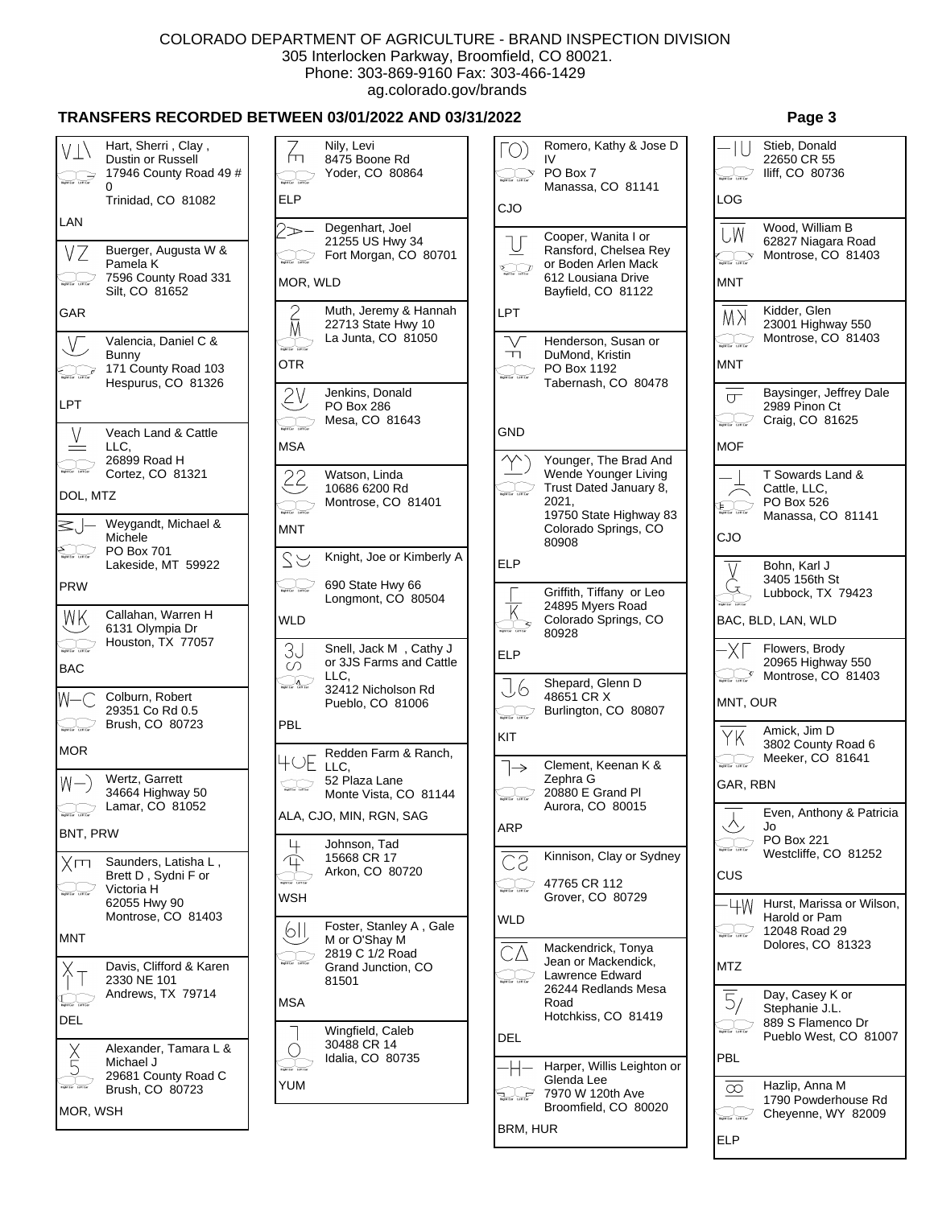# COLORADO DEPARTMENT OF AGRICULTURE - BRAND INSPECTION DIVISION

305 Interlocken Parkway, Broomfield, CO 80021.
Phone: 303-869-9160 Fax: 303-466-1429
ag.colorado.gov/brands

## TRANSFERS RECORDED BETWEEN 03/01/2022 AND 03/31/2022

Hart, Sherri , Clay , Dustin or Russell
17946 County Road 49 # 0
Trinidad, CO 81082
LAN

Buerger, Augusta W & Pamela K
7596 County Road 331
Silt, CO 81652
GAR

Valencia, Daniel C & Bunny
171 County Road 103
Hespurus, CO 81326
LPT

Veach Land & Cattle LLC,
26899 Road H
Cortez, CO 81321
DOL, MTZ

Weygandt, Michael & Michele
PO Box 701
Lakeside, MT 59922
PRW

Callahan, Warren H
6131 Olympia Dr
Houston, TX 77057
BAC

Colburn, Robert
29351 Co Rd 0.5
Brush, CO 80723
MOR

Wertz, Garrett
34664 Highway 50
Lamar, CO 81052
BNT, PRW

Saunders, Latisha L , Brett D , Sydni F or Victoria H
62055 Hwy 90
Montrose, CO 81403
MNT

Davis, Clifford & Karen
2330 NE 101
Andrews, TX 79714
DEL

Alexander, Tamara L & Michael J
29681 County Road C
Brush, CO 80723
MOR, WSH

Nily, Levi
8475 Boone Rd
Yoder, CO 80864
ELP

Degenhart, Joel
21255 US Hwy 34
Fort Morgan, CO 80701
MOR, WLD

Muth, Jeremy & Hannah
22713 State Hwy 10
La Junta, CO 81050
OTR

Jenkins, Donald
PO Box 286
Mesa, CO 81643
MSA

Watson, Linda
10686 6200 Rd
Montrose, CO 81401
MNT

Knight, Joe or Kimberly A
690 State Hwy 66
Longmont, CO 80504
WLD

Snell, Jack M , Cathy J or 3JS Farms and Cattle LLC,
32412 Nicholson Rd
Pueblo, CO 81006
PBL

Redden Farm & Ranch, LLC,
52 Plaza Lane
Monte Vista, CO 81144
ALA, CJO, MIN, RGN, SAG

Johnson, Tad
15668 CR 17
Arkon, CO 80720
WSH

Foster, Stanley A , Gale M or O'Shay M
2819 C 1/2 Road
Grand Junction, CO 81501
MSA

Wingfield, Caleb
30488 CR 14
Idalia, CO 80735
YUM

Romero, Kathy & Jose D IV
PO Box 7
Manassa, CO 81141
CJO

Cooper, Wanita I or Ransford, Chelsea Rey or Boden Arlen Mack
612 Lousiana Drive
Bayfield, CO 81122
LPT

Henderson, Susan or DuMond, Kristin
PO Box 1192
Tabernash, CO 80478
GND

Younger, The Brad And Wende Younger Living Trust Dated January 8, 2021,
19750 State Highway 83
Colorado Springs, CO 80908
ELP

Griffith, Tiffany or Leo
24895 Myers Road
Colorado Springs, CO 80928
ELP

Shepard, Glenn D
48651 CR X
Burlington, CO 80807
KIT

Clement, Keenan K & Zephra G
20880 E Grand Pl
Aurora, CO 80015
ARP

Kinnison, Clay or Sydney
47765 CR 112
Grover, CO 80729
WLD

Mackendrick, Tonya Jean or Mackendick, Lawrence Edward
26244 Redlands Mesa Road
Hotchkiss, CO 81419
DEL

Harper, Willis Leighton or Glenda Lee
7970 W 120th Ave
Broomfield, CO 80020
BRM, HUR

Stieb, Donald
22650 CR 55
Iliff, CO 80736
LOG

Wood, William B
62827 Niagara Road
Montrose, CO 81403
MNT

Kidder, Glen
23001 Highway 550
Montrose, CO 81403
MNT

Baysinger, Jeffrey Dale
2989 Pinon Ct
Craig, CO 81625
MOF

T Sowards Land & Cattle, LLC,
PO Box 526
Manassa, CO 81141
CJO

Bohn, Karl J
3405 156th St
Lubbock, TX 79423
BAC, BLD, LAN, WLD

Flowers, Brody
20965 Highway 550
Montrose, CO 81403
MNT, OUR

Amick, Jim D
3802 County Road 6
Meeker, CO 81641
GAR, RBN

Even, Anthony & Patricia Jo
PO Box 221
Westcliffe, CO 81252
CUS

Hurst, Marissa or Wilson, Harold or Pam
12048 Road 29
Dolores, CO 81323
MTZ

Day, Casey K or Stephanie J.L.
889 S Flamenco Dr
Pueblo West, CO 81007
PBL

Hazlip, Anna M
1790 Powderhouse Rd
Cheyenne, WY 82009
ELP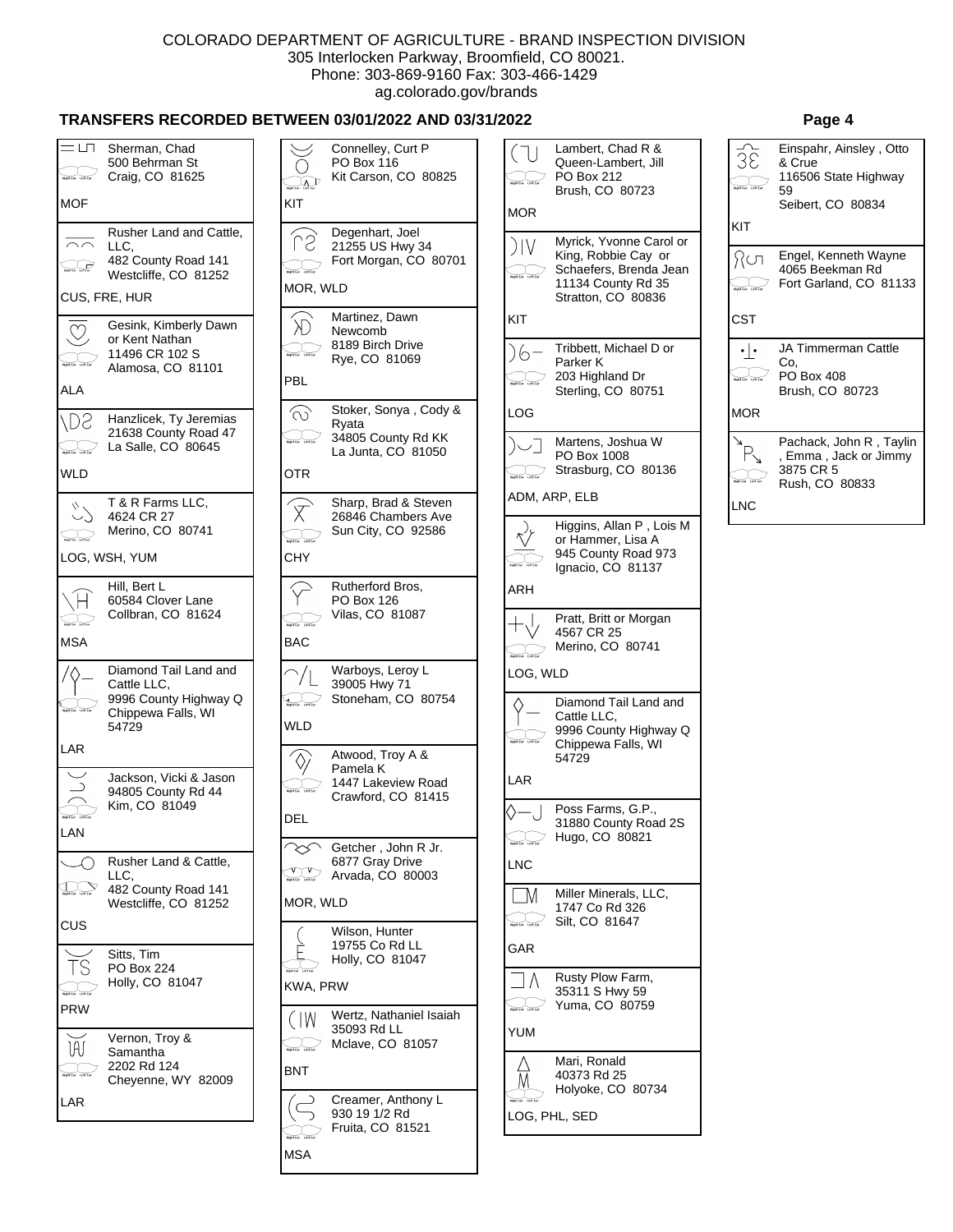COLORADO DEPARTMENT OF AGRICULTURE - BRAND INSPECTION DIVISION
305 Interlocken Parkway, Broomfield, CO 80021.
Phone: 303-869-9160 Fax: 303-466-1429
ag.colorado.gov/brands

## TRANSFERS RECORDED BETWEEN 03/01/2022 AND 03/31/2022

Sherman, Chad
500 Behrman St
Craig, CO 81625
MOF

Rusher Land and Cattle, LLC,
482 County Road 141
Westcliffe, CO 81252
CUS, FRE, HUR

Gesink, Kimberly Dawn or Kent Nathan
11496 CR 102 S
Alamosa, CO 81101
ALA

Hanzlicek, Ty Jeremias
21638 County Road 47
La Salle, CO 80645
WLD

T & R Farms LLC,
4624 CR 27
Merino, CO 80741
LOG, WSH, YUM

Hill, Bert L
60584 Clover Lane
Collbran, CO 81624
MSA

Diamond Tail Land and Cattle LLC,
9996 County Highway Q
Chippewa Falls, WI 54729
LAR

Jackson, Vicki & Jason
94805 County Rd 44
Kim, CO 81049
LAN

Rusher Land & Cattle, LLC,
482 County Road 141
Westcliffe, CO 81252
CUS

Sitts, Tim
PO Box 224
Holly, CO 81047
PRW

Vernon, Troy & Samantha
2202 Rd 124
Cheyenne, WY 82009
LAR

Connelley, Curt P
PO Box 116
Kit Carson, CO 80825
KIT

Degenhart, Joel
21255 US Hwy 34
Fort Morgan, CO 80701
MOR, WLD

Martinez, Dawn Newcomb
8189 Birch Drive
Rye, CO 81069
PBL

Stoker, Sonya , Cody & Ryata
34805 County Rd KK
La Junta, CO 81050
OTR

Sharp, Brad & Steven
26846 Chambers Ave
Sun City, CO 92586
CHY

Rutherford Bros,
PO Box 126
Vilas, CO 81087
BAC

Warboys, Leroy L
39005 Hwy 71
Stoneham, CO 80754
WLD

Atwood, Troy A & Pamela K
1447 Lakeview Road
Crawford, CO 81415
DEL

Getcher , John R Jr.
6877 Gray Drive
Arvada, CO 80003
MOR, WLD

Wilson, Hunter
19755 Co Rd LL
Holly, CO 81047
KWA, PRW

Wertz, Nathaniel Isaiah
35093 Rd LL
Mclave, CO 81057
BNT

Creamer, Anthony L
930 19 1/2 Rd
Fruita, CO 81521
MSA

Lambert, Chad R & Queen-Lambert, Jill
PO Box 212
Brush, CO 80723
MOR

Myrick, Yvonne Carol or King, Robbie Cay or Schaefers, Brenda Jean
11134 County Rd 35
Stratton, CO 80836
KIT

Tribbett, Michael D or Parker K
203 Highland Dr
Sterling, CO 80751
LOG

Martens, Joshua W
PO Box 1008
Strasburg, CO 80136
ADM, ARP, ELB

Higgins, Allan P , Lois M or Hammer, Lisa A
945 County Road 973
Ignacio, CO 81137
ARH

Pratt, Britt or Morgan
4567 CR 25
Merino, CO 80741
LOG, WLD

Diamond Tail Land and Cattle LLC,
9996 County Highway Q
Chippewa Falls, WI 54729
LAR

Poss Farms, G.P.,
31880 County Road 2S
Hugo, CO 80821
LNC

Miller Minerals, LLC,
1747 Co Rd 326
Silt, CO 81647
GAR

Rusty Plow Farm,
35311 S Hwy 59
Yuma, CO 80759
YUM

Mari, Ronald
40373 Rd 25
Holyoke, CO 80734
LOG, PHL, SED

Einspahr, Ainsley , Otto & Crue
116506 State Highway 59
Seibert, CO 80834
KIT

Engel, Kenneth Wayne
4065 Beekman Rd
Fort Garland, CO 81133
CST

JA Timmerman Cattle Co,
PO Box 408
Brush, CO 80723
MOR

Pachack, John R , Taylin , Emma , Jack or Jimmy
3875 CR 5
Rush, CO 80833
LNC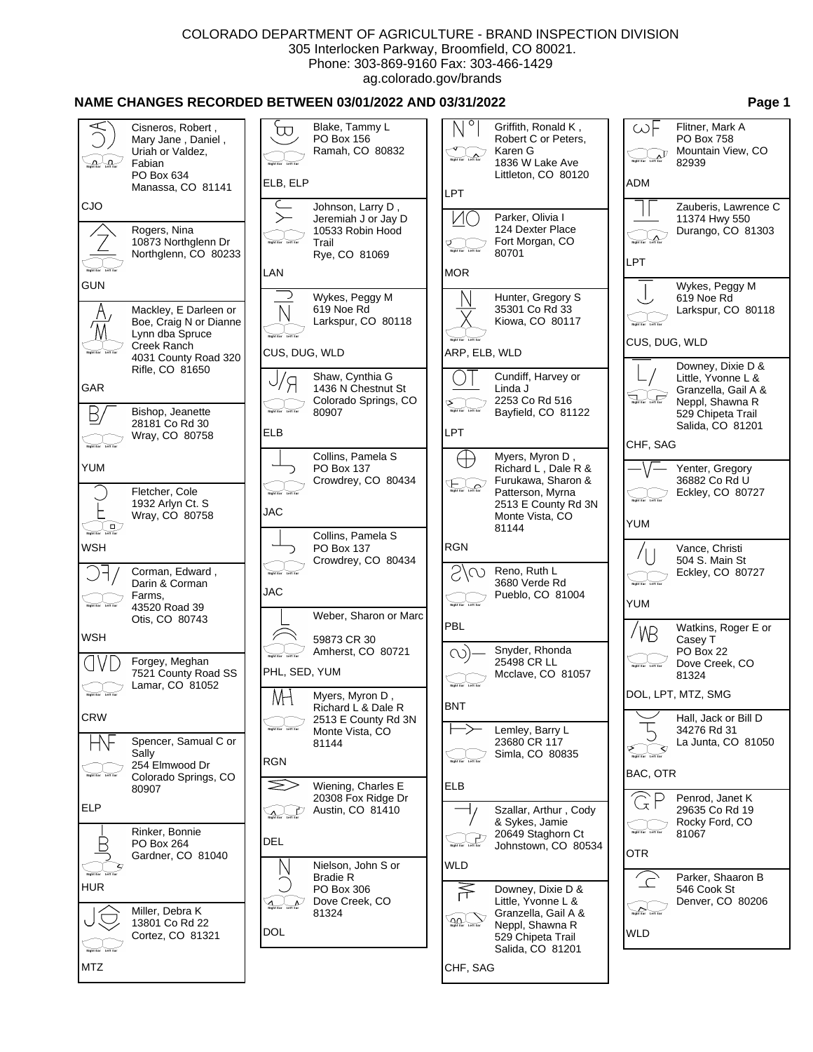COLORADO DEPARTMENT OF AGRICULTURE - BRAND INSPECTION DIVISION
305 Interlocken Parkway, Broomfield, CO 80021.
Phone: 303-869-9160 Fax: 303-466-1429
ag.colorado.gov/brands

## NAME CHANGES RECORDED BETWEEN 03/01/2022 AND 03/31/2022

Cisneros, Robert , Mary Jane , Daniel , Uriah or Valdez, Fabian
PO Box 634
Manassa, CO 81141
CJO

Rogers, Nina
10873 Northglenn Dr
Northglenn, CO 80233
GUN

Mackley, E Darleen or Boe, Craig N or Dianne Lynn dba Spruce Creek Ranch
4031 County Road 320
Rifle, CO 81650
GAR

Bishop, Jeanette
28181 Co Rd 30
Wray, CO 80758
YUM

Fletcher, Cole
1932 Arlyn Ct. S
Wray, CO 80758
WSH

Corman, Edward , Darin & Corman Farms,
43520 Road 39
Otis, CO 80743
WSH

Forgey, Meghan
7521 County Road SS
Lamar, CO 81052
CRW

Spencer, Samual C or Sally
254 Elmwood Dr
Colorado Springs, CO 80907
ELP

Rinker, Bonnie
PO Box 264
Gardner, CO 81040
HUR

Miller, Debra K
13801 Co Rd 22
Cortez, CO 81321
MTZ

Blake, Tammy L
PO Box 156
Ramah, CO 80832
ELB, ELP

Johnson, Larry D , Jeremiah J or Jay D
10533 Robin Hood Trail
Rye, CO 81069
LAN

Wykes, Peggy M
619 Noe Rd
Larkspur, CO 80118
CUS, DUG, WLD

Shaw, Cynthia G
1436 N Chestnut St
Colorado Springs, CO 80907
ELB

Collins, Pamela S
PO Box 137
Crowdrey, CO 80434
JAC

Collins, Pamela S
PO Box 137
Crowdrey, CO 80434
JAC

Weber, Sharon or Marc
59873 CR 30
Amherst, CO 80721
PHL, SED, YUM

Myers, Myron D , Richard L & Dale R
2513 E County Rd 3N
Monte Vista, CO 81144
RGN

Wiening, Charles E
20308 Fox Ridge Dr
Austin, CO 81410
DEL

Nielson, John S or Bradie R
PO Box 306
Dove Creek, CO 81324
DOL

Griffith, Ronald K , Robert C or Peters, Karen G
1836 W Lake Ave
Littleton, CO 80120
LPT

Parker, Olivia I
124 Dexter Place
Fort Morgan, CO 80701
MOR

Hunter, Gregory S
35301 Co Rd 33
Kiowa, CO 80117
ARP, ELB, WLD

Cundiff, Harvey or Linda J
2253 Co Rd 516
Bayfield, CO 81122
LPT

Myers, Myron D , Richard L , Dale R & Furukawa, Sharon & Patterson, Myrna
2513 E County Rd 3N
Monte Vista, CO 81144
RGN

Reno, Ruth L
3680 Verde Rd
Pueblo, CO 81004
PBL

Snyder, Rhonda
25498 CR LL
Mcclave, CO 81057
BNT

Lemley, Barry L
23680 CR 117
Simla, CO 80835
ELB

Szallar, Arthur , Cody & Sykes, Jamie
20649 Staghorn Ct
Johnstown, CO 80534
WLD

Downey, Dixie D & Little, Yvonne L & Granzella, Gail A & Neppl, Shawna R
529 Chipeta Trail
Salida, CO 81201
CHF, SAG

Flitner, Mark A
PO Box 758
Mountain View, CO 82939
ADM

Zauberis, Lawrence C
11374 Hwy 550
Durango, CO 81303
LPT

Wykes, Peggy M
619 Noe Rd
Larkspur, CO 80118
CUS, DUG, WLD

Downey, Dixie D & Little, Yvonne L & Granzella, Gail A & Neppl, Shawna R
529 Chipeta Trail
Salida, CO 81201
CHF, SAG

Yenter, Gregory
36882 Co Rd U
Eckley, CO 80727
YUM

Vance, Christi
504 S. Main St
Eckley, CO 80727
YUM

Watkins, Roger E or Casey T
PO Box 22
Dove Creek, CO 81324
DOL, LPT, MTZ, SMG

Hall, Jack or Bill D
34276 Rd 31
La Junta, CO 81050
BAC, OTR

Penrod, Janet K
29635 Co Rd 19
Rocky Ford, CO 81067
OTR

Parker, Shaaron B
546 Cook St
Denver, CO 80206
WLD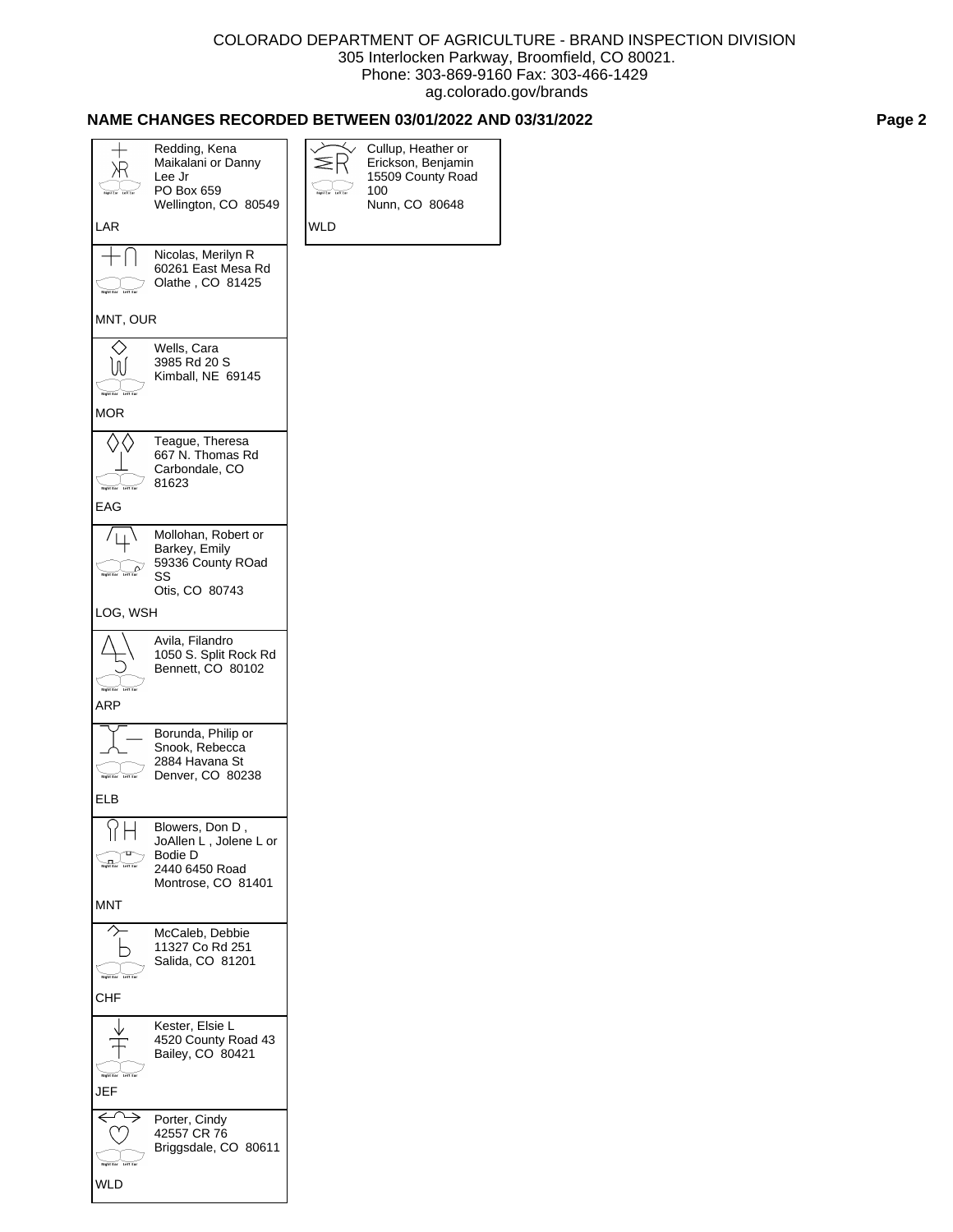COLORADO DEPARTMENT OF AGRICULTURE - BRAND INSPECTION DIVISION
305 Interlocken Parkway, Broomfield, CO 80021.
Phone: 303-869-9160 Fax: 303-466-1429
ag.colorado.gov/brands

## NAME CHANGES RECORDED BETWEEN 03/01/2022 AND 03/31/2022

Redding, Kena Maikalani or Danny Lee Jr
PO Box 659
Wellington, CO 80549
LAR

Nicolas, Merilyn R
60261 East Mesa Rd
Olathe , CO 81425
MNT, OUR

Wells, Cara
3985 Rd 20 S
Kimball, NE 69145
MOR

Teague, Theresa
667 N. Thomas Rd
Carbondale, CO 81623
EAG

Mollohan, Robert or Barkey, Emily
59336 County ROad SS
Otis, CO 80743
LOG, WSH

Avila, Filandro
1050 S. Split Rock Rd
Bennett, CO 80102
ARP

Borunda, Philip or Snook, Rebecca
2884 Havana St
Denver, CO 80238
ELB

Blowers, Don D , JoAllen L , Jolene L or Bodie D
2440 6450 Road
Montrose, CO 81401
MNT

McCaleb, Debbie
11327 Co Rd 251
Salida, CO 81201
CHF

Kester, Elsie L
4520 County Road 43
Bailey, CO 80421
JEF

Porter, Cindy
42557 CR 76
Briggsdale, CO 80611
WLD

Cullup, Heather or Erickson, Benjamin
15509 County Road 100
Nunn, CO 80648
WLD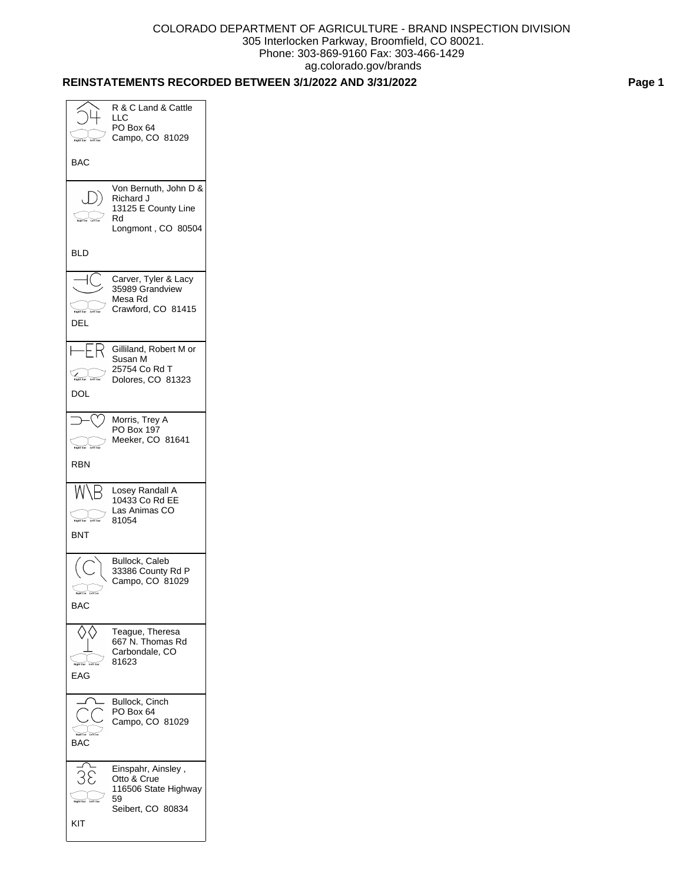COLORADO DEPARTMENT OF AGRICULTURE - BRAND INSPECTION DIVISION
305 Interlocken Parkway, Broomfield, CO 80021.
Phone: 303-869-9160 Fax: 303-466-1429
ag.colorado.gov/brands

## REINSTATEMENTS RECORDED BETWEEN 3/1/2022 AND 3/31/2022

| County | Owner |
|---|---|
| BAC | R & C Land & Cattle LLC<br>PO Box 64<br>Campo, CO 81029 |
| BLD | Von Bernuth, John D & Richard J<br>13125 E County Line Rd<br>Longmont , CO 80504 |
| DEL | Carver, Tyler & Lacy<br>35989 Grandview Mesa Rd<br>Crawford, CO 81415 |
| DOL | Gilliland, Robert M or Susan M<br>25754 Co Rd T<br>Dolores, CO 81323 |
| RBN | Morris, Trey A<br>PO Box 197<br>Meeker, CO 81641 |
| BNT | Losey Randall A<br>10433 Co Rd EE<br>Las Animas CO 81054 |
| BAC | Bullock, Caleb<br>33386 County Rd P<br>Campo, CO 81029 |
| EAG | Teague, Theresa<br>667 N. Thomas Rd<br>Carbondale, CO 81623 |
| BAC | Bullock, Cinch<br>PO Box 64<br>Campo, CO 81029 |
| KIT | Einspahr, Ainsley , Otto & Crue<br>116506 State Highway 59<br>Seibert, CO 80834 |